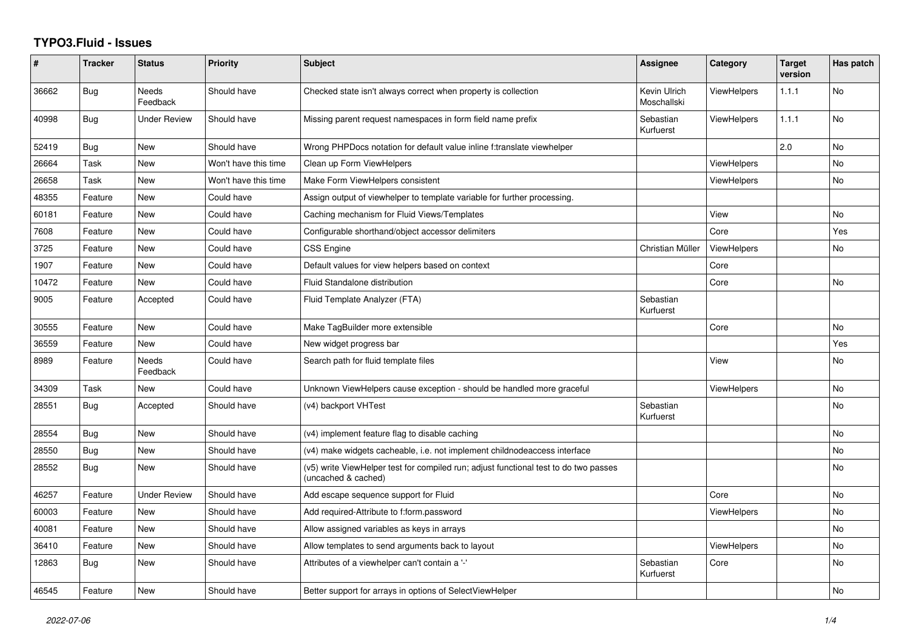# TYPO3.Fluid - Issues

| # | Tracker | Status | Priority | Subject | Assignee | Category | Target version | Has patch |
|---|---|---|---|---|---|---|---|---|
| 36662 | Bug | Needs Feedback | Should have | Checked state isn't always correct when property is collection | Kevin Ulrich Moschallski | ViewHelpers | 1.1.1 | No |
| 40998 | Bug | Under Review | Should have | Missing parent request namespaces in form field name prefix | Sebastian Kurfuerst | ViewHelpers | 1.1.1 | No |
| 52419 | Bug | New | Should have | Wrong PHPDocs notation for default value inline f:translate viewhelper | | | 2.0 | No |
| 26664 | Task | New | Won't have this time | Clean up Form ViewHelpers | | ViewHelpers | | No |
| 26658 | Task | New | Won't have this time | Make Form ViewHelpers consistent | | ViewHelpers | | No |
| 48355 | Feature | New | Could have | Assign output of viewhelper to template variable for further processing. | | | | |
| 60181 | Feature | New | Could have | Caching mechanism for Fluid Views/Templates | | View | | No |
| 7608 | Feature | New | Could have | Configurable shorthand/object accessor delimiters | | Core | | Yes |
| 3725 | Feature | New | Could have | CSS Engine | Christian Müller | ViewHelpers | | No |
| 1907 | Feature | New | Could have | Default values for view helpers based on context | | Core | | |
| 10472 | Feature | New | Could have | Fluid Standalone distribution | | Core | | No |
| 9005 | Feature | Accepted | Could have | Fluid Template Analyzer (FTA) | Sebastian Kurfuerst | | | |
| 30555 | Feature | New | Could have | Make TagBuilder more extensible | | Core | | No |
| 36559 | Feature | New | Could have | New widget progress bar | | | | Yes |
| 8989 | Feature | Needs Feedback | Could have | Search path for fluid template files | | View | | No |
| 34309 | Task | New | Could have | Unknown ViewHelpers cause exception - should be handled more graceful | | ViewHelpers | | No |
| 28551 | Bug | Accepted | Should have | (v4) backport VHTest | Sebastian Kurfuerst | | | No |
| 28554 | Bug | New | Should have | (v4) implement feature flag to disable caching | | | | No |
| 28550 | Bug | New | Should have | (v4) make widgets cacheable, i.e. not implement childnodeaccess interface | | | | No |
| 28552 | Bug | New | Should have | (v5) write ViewHelper test for compiled run; adjust functional test to do two passes (uncached & cached) | | | | No |
| 46257 | Feature | Under Review | Should have | Add escape sequence support for Fluid | | Core | | No |
| 60003 | Feature | New | Should have | Add required-Attribute to f:form.password | | ViewHelpers | | No |
| 40081 | Feature | New | Should have | Allow assigned variables as keys in arrays | | | | No |
| 36410 | Feature | New | Should have | Allow templates to send arguments back to layout | | ViewHelpers | | No |
| 12863 | Bug | New | Should have | Attributes of a viewhelper can't contain a '-' | Sebastian Kurfuerst | Core | | No |
| 46545 | Feature | New | Should have | Better support for arrays in options of SelectViewHelper | | | | No |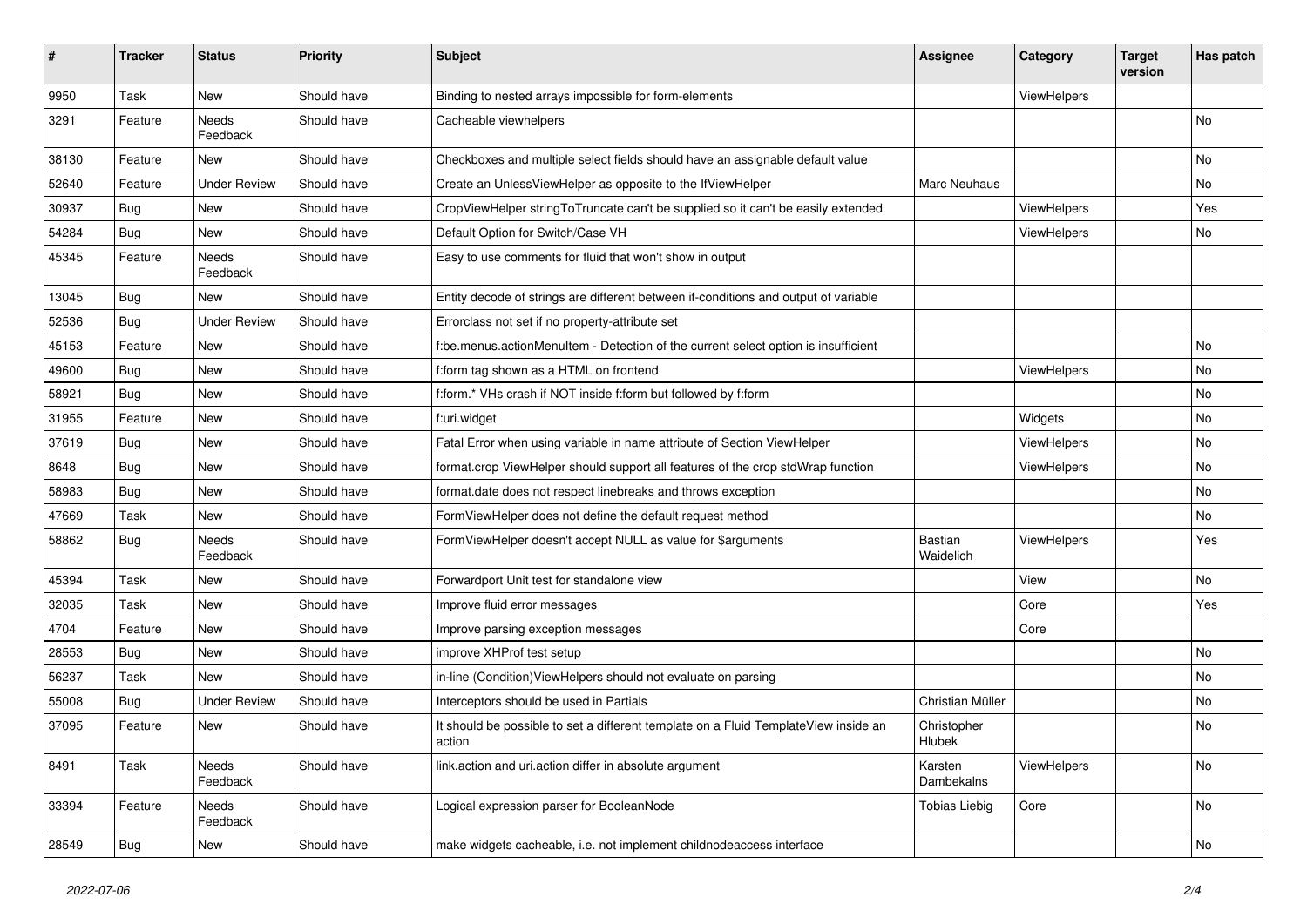| # | Tracker | Status | Priority | Subject | Assignee | Category | Target version | Has patch |
|---|---|---|---|---|---|---|---|---|
| 9950 | Task | New | Should have | Binding to nested arrays impossible for form-elements | | ViewHelpers | | |
| 3291 | Feature | Needs Feedback | Should have | Cacheable viewhelpers | | | | No |
| 38130 | Feature | New | Should have | Checkboxes and multiple select fields should have an assignable default value | | | | No |
| 52640 | Feature | Under Review | Should have | Create an UnlessViewHelper as opposite to the IfViewHelper | Marc Neuhaus | | | No |
| 30937 | Bug | New | Should have | CropViewHelper stringToTruncate can't be supplied so it can't be easily extended | | ViewHelpers | | Yes |
| 54284 | Bug | New | Should have | Default Option for Switch/Case VH | | ViewHelpers | | No |
| 45345 | Feature | Needs Feedback | Should have | Easy to use comments for fluid that won't show in output | | | | |
| 13045 | Bug | New | Should have | Entity decode of strings are different between if-conditions and output of variable | | | | |
| 52536 | Bug | Under Review | Should have | Errorclass not set if no property-attribute set | | | | |
| 45153 | Feature | New | Should have | f:be.menus.actionMenuItem - Detection of the current select option is insufficient | | | | No |
| 49600 | Bug | New | Should have | f:form tag shown as a HTML on frontend | | ViewHelpers | | No |
| 58921 | Bug | New | Should have | f:form.* VHs crash if NOT inside f:form but followed by f:form | | | | No |
| 31955 | Feature | New | Should have | f:uri.widget | | Widgets | | No |
| 37619 | Bug | New | Should have | Fatal Error when using variable in name attribute of Section ViewHelper | | ViewHelpers | | No |
| 8648 | Bug | New | Should have | format.crop ViewHelper should support all features of the crop stdWrap function | | ViewHelpers | | No |
| 58983 | Bug | New | Should have | format.date does not respect linebreaks and throws exception | | | | No |
| 47669 | Task | New | Should have | FormViewHelper does not define the default request method | | | | No |
| 58862 | Bug | Needs Feedback | Should have | FormViewHelper doesn't accept NULL as value for $arguments | Bastian Waidelich | ViewHelpers | | Yes |
| 45394 | Task | New | Should have | Forwardport Unit test for standalone view | | View | | No |
| 32035 | Task | New | Should have | Improve fluid error messages | | Core | | Yes |
| 4704 | Feature | New | Should have | Improve parsing exception messages | | Core | | |
| 28553 | Bug | New | Should have | improve XHProf test setup | | | | No |
| 56237 | Task | New | Should have | in-line (Condition)ViewHelpers should not evaluate on parsing | | | | No |
| 55008 | Bug | Under Review | Should have | Interceptors should be used in Partials | Christian Müller | | | No |
| 37095 | Feature | New | Should have | It should be possible to set a different template on a Fluid TemplateView inside an action | Christopher Hlubek | | | No |
| 8491 | Task | Needs Feedback | Should have | link.action and uri.action differ in absolute argument | Karsten Dambekalns | ViewHelpers | | No |
| 33394 | Feature | Needs Feedback | Should have | Logical expression parser for BooleanNode | Tobias Liebig | Core | | No |
| 28549 | Bug | New | Should have | make widgets cacheable, i.e. not implement childnodeaccess interface | | | | No |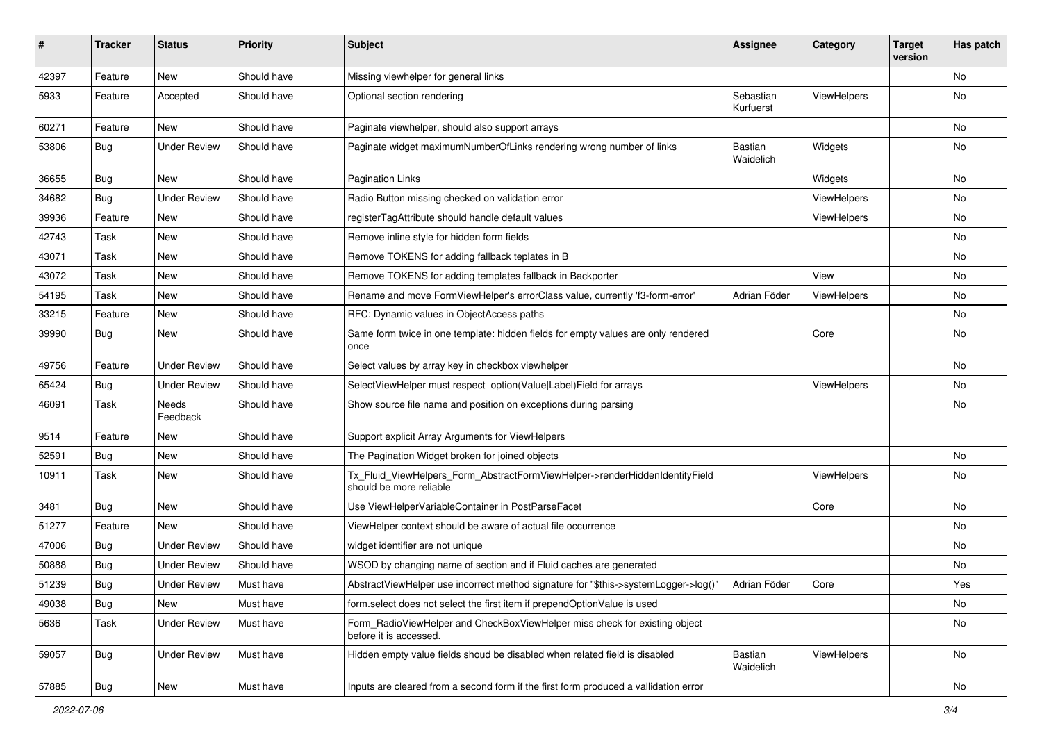| # | Tracker | Status | Priority | Subject | Assignee | Category | Target version | Has patch |
|---|---|---|---|---|---|---|---|---|
| 42397 | Feature | New | Should have | Missing viewhelper for general links | | | | No |
| 5933 | Feature | Accepted | Should have | Optional section rendering | Sebastian Kurfuerst | ViewHelpers | | No |
| 60271 | Feature | New | Should have | Paginate viewhelper, should also support arrays | | | | No |
| 53806 | Bug | Under Review | Should have | Paginate widget maximumNumberOfLinks rendering wrong number of links | Bastian Waidelich | Widgets | | No |
| 36655 | Bug | New | Should have | Pagination Links | | Widgets | | No |
| 34682 | Bug | Under Review | Should have | Radio Button missing checked on validation error | | ViewHelpers | | No |
| 39936 | Feature | New | Should have | registerTagAttribute should handle default values | | ViewHelpers | | No |
| 42743 | Task | New | Should have | Remove inline style for hidden form fields | | | | No |
| 43071 | Task | New | Should have | Remove TOKENS for adding fallback teplates in B | | | | No |
| 43072 | Task | New | Should have | Remove TOKENS for adding templates fallback in Backporter | | View | | No |
| 54195 | Task | New | Should have | Rename and move FormViewHelper's errorClass value, currently 'f3-form-error' | Adrian Föder | ViewHelpers | | No |
| 33215 | Feature | New | Should have | RFC: Dynamic values in ObjectAccess paths | | | | No |
| 39990 | Bug | New | Should have | Same form twice in one template: hidden fields for empty values are only rendered once | | Core | | No |
| 49756 | Feature | Under Review | Should have | Select values by array key in checkbox viewhelper | | | | No |
| 65424 | Bug | Under Review | Should have | SelectViewHelper must respect option(Value\|Label)Field for arrays | | ViewHelpers | | No |
| 46091 | Task | Needs Feedback | Should have | Show source file name and position on exceptions during parsing | | | | No |
| 9514 | Feature | New | Should have | Support explicit Array Arguments for ViewHelpers | | | | |
| 52591 | Bug | New | Should have | The Pagination Widget broken for joined objects | | | | No |
| 10911 | Task | New | Should have | Tx_Fluid_ViewHelpers_Form_AbstractFormViewHelper->renderHiddenIdentityField should be more reliable | | ViewHelpers | | No |
| 3481 | Bug | New | Should have | Use ViewHelperVariableContainer in PostParseFacet | | Core | | No |
| 51277 | Feature | New | Should have | ViewHelper context should be aware of actual file occurrence | | | | No |
| 47006 | Bug | Under Review | Should have | widget identifier are not unique | | | | No |
| 50888 | Bug | Under Review | Should have | WSOD by changing name of section and if Fluid caches are generated | | | | No |
| 51239 | Bug | Under Review | Must have | AbstractViewHelper use incorrect method signature for "$this->systemLogger->log()" | Adrian Föder | Core | | Yes |
| 49038 | Bug | New | Must have | form.select does not select the first item if prependOptionValue is used | | | | No |
| 5636 | Task | Under Review | Must have | Form_RadioViewHelper and CheckBoxViewHelper miss check for existing object before it is accessed. | | | | No |
| 59057 | Bug | Under Review | Must have | Hidden empty value fields shoud be disabled when related field is disabled | Bastian Waidelich | ViewHelpers | | No |
| 57885 | Bug | New | Must have | Inputs are cleared from a second form if the first form produced a vallidation error | | | | No |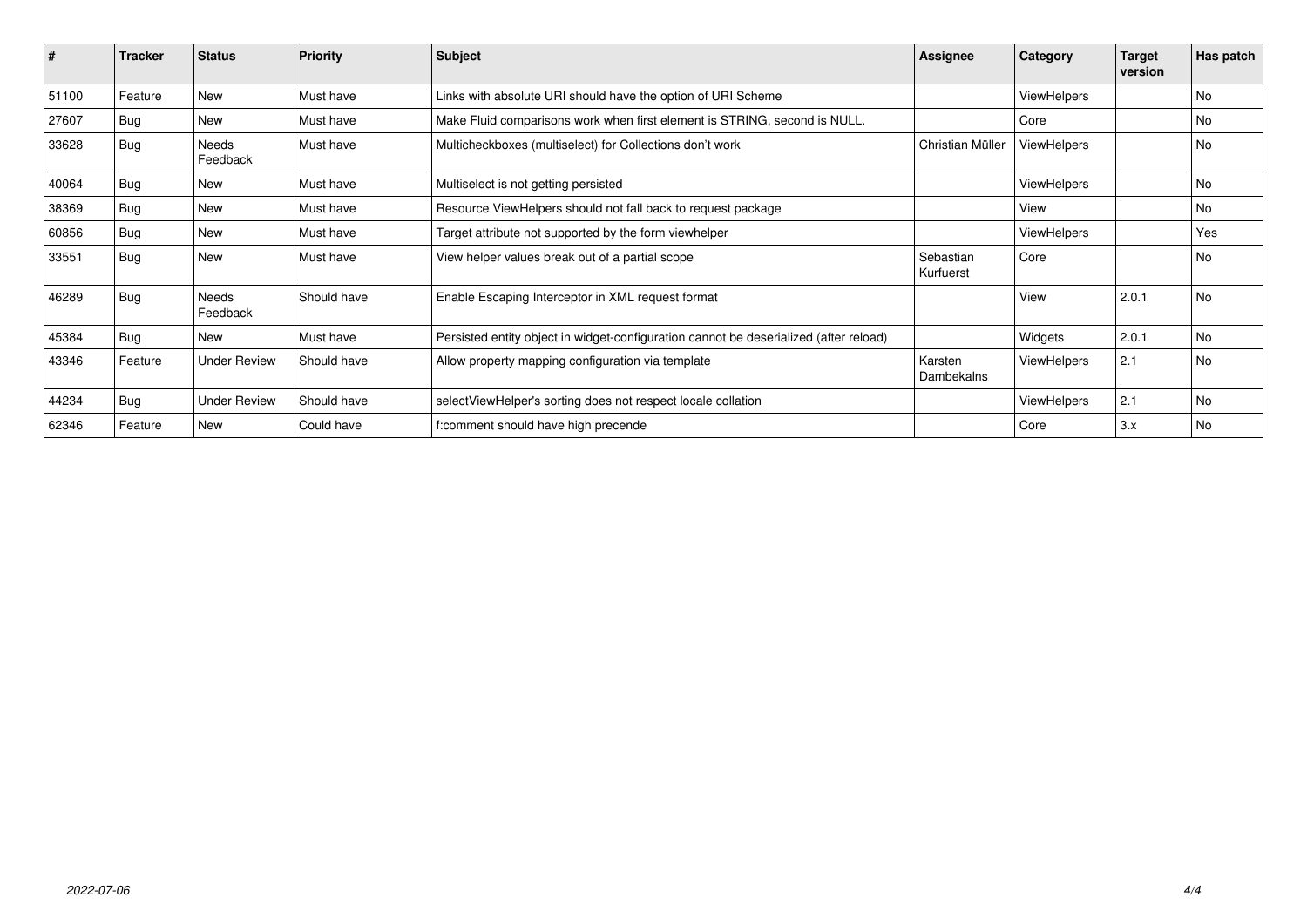| # | Tracker | Status | Priority | Subject | Assignee | Category | Target version | Has patch |
|---|---|---|---|---|---|---|---|---|
| 51100 | Feature | New | Must have | Links with absolute URI should have the option of URI Scheme | | ViewHelpers | | No |
| 27607 | Bug | New | Must have | Make Fluid comparisons work when first element is STRING, second is NULL. | | Core | | No |
| 33628 | Bug | Needs Feedback | Must have | Multicheckboxes (multiselect) for Collections don't work | Christian Müller | ViewHelpers | | No |
| 40064 | Bug | New | Must have | Multiselect is not getting persisted | | ViewHelpers | | No |
| 38369 | Bug | New | Must have | Resource ViewHelpers should not fall back to request package | | View | | No |
| 60856 | Bug | New | Must have | Target attribute not supported by the form viewhelper | | ViewHelpers | | Yes |
| 33551 | Bug | New | Must have | View helper values break out of a partial scope | Sebastian Kurfuerst | Core | | No |
| 46289 | Bug | Needs Feedback | Should have | Enable Escaping Interceptor in XML request format | | View | 2.0.1 | No |
| 45384 | Bug | New | Must have | Persisted entity object in widget-configuration cannot be deserialized (after reload) | | Widgets | 2.0.1 | No |
| 43346 | Feature | Under Review | Should have | Allow property mapping configuration via template | Karsten Dambekalns | ViewHelpers | 2.1 | No |
| 44234 | Bug | Under Review | Should have | selectViewHelper's sorting does not respect locale collation | | ViewHelpers | 2.1 | No |
| 62346 | Feature | New | Could have | f:comment should have high precende | | Core | 3.x | No |